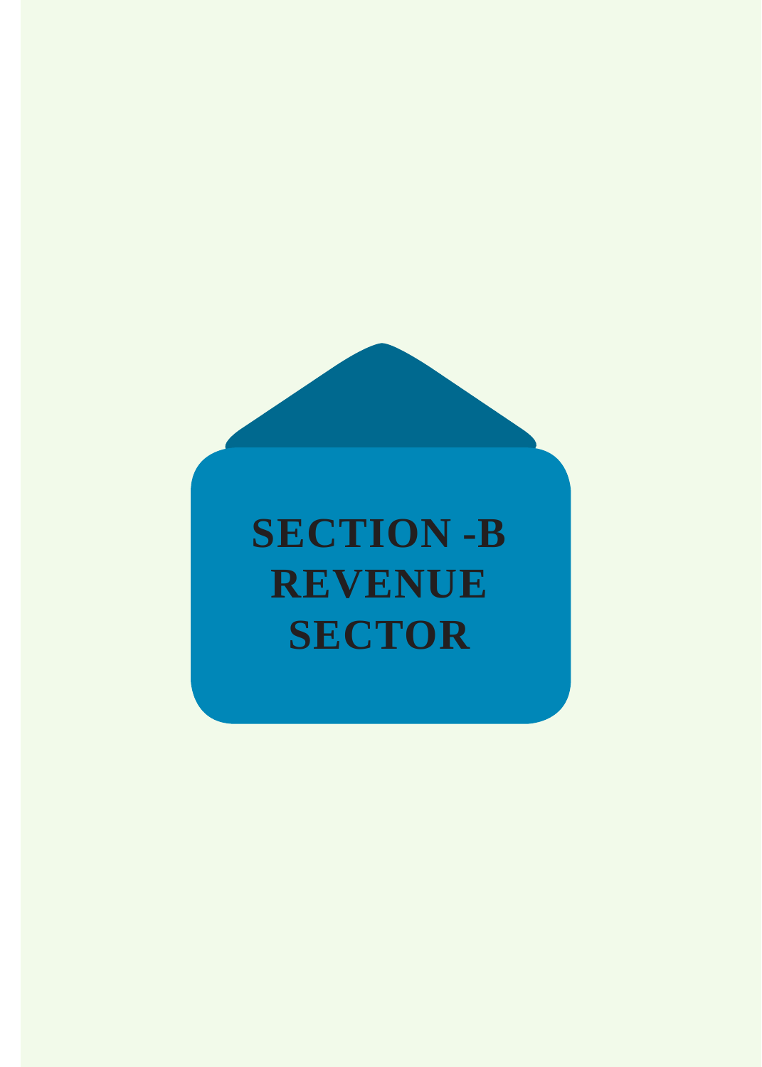# SECTION -B REVENUE SECTOR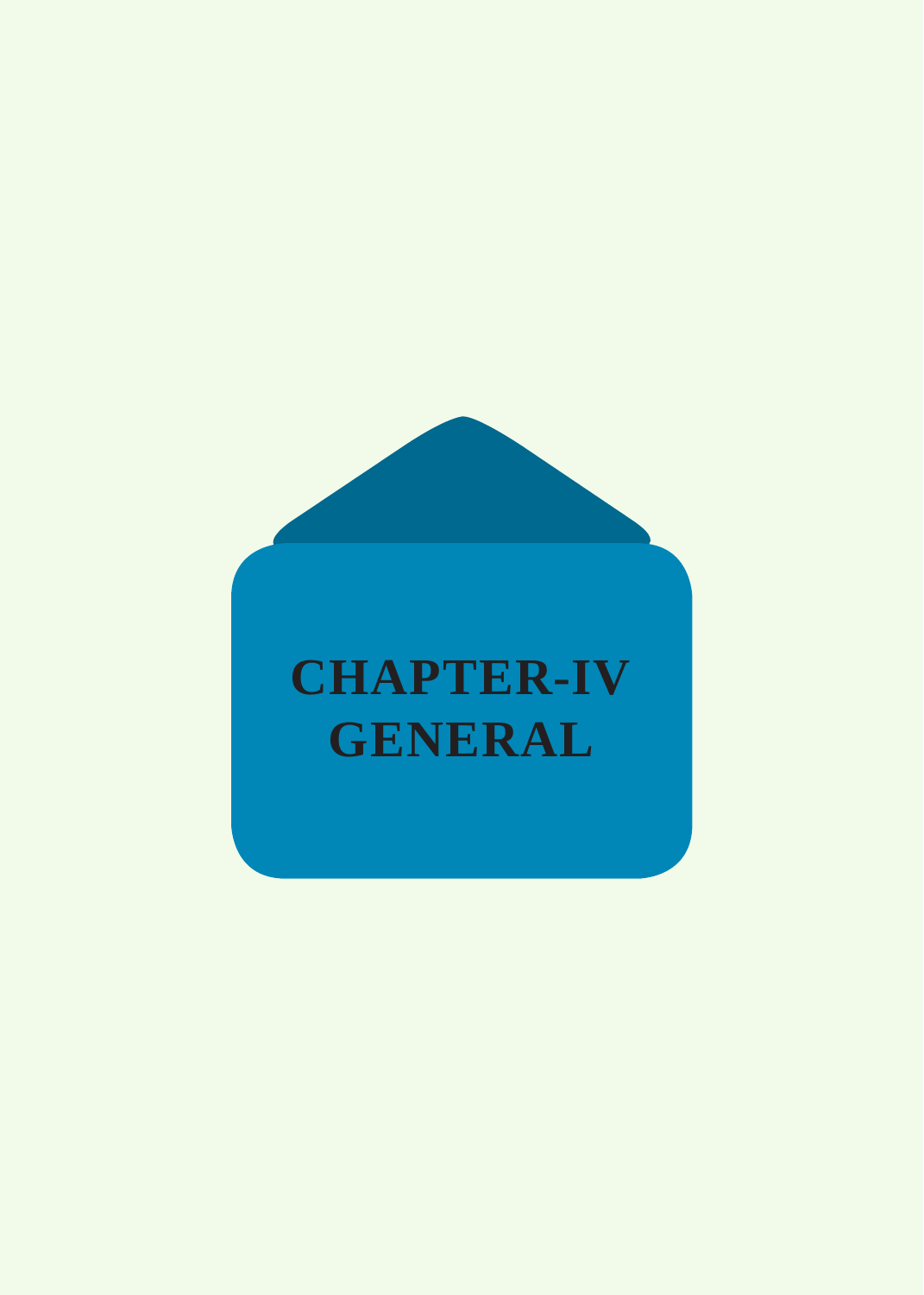# CHAPTER-IV
# GENERAL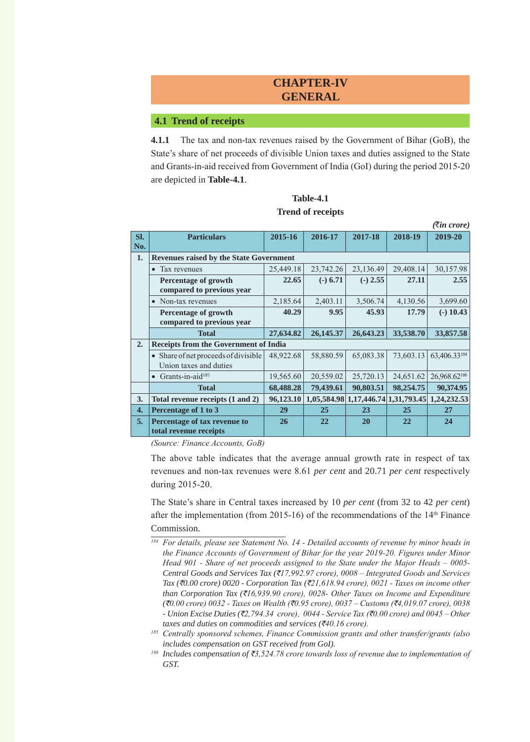# CHAPTER-IV
# GENERAL

## 4.1 Trend of receipts

**4.1.1** The tax and non-tax revenues raised by the Government of Bihar (GoB), the State's share of net proceeds of divisible Union taxes and duties assigned to the State and Grants-in-aid received from Government of India (GoI) during the period 2015-20 are depicted in **Table-4.1**.

**Table-4.1**
**Trend of receipts**

*(₹in crore)*

| Sl. No. | Particulars | 2015-16 | 2016-17 | 2017-18 | 2018-19 | 2019-20 |
|---|---|---|---|---|---|---|
| **1.** | **Revenues raised by the State Government** | | | | | |
| | • Tax revenues | 25,449.18 | 23,742.26 | 23,136.49 | 29,408.14 | 30,157.98 |
| | **Percentage of growth compared to previous year** | **22.65** | **(-) 6.71** | **(-) 2.55** | **27.11** | **2.55** |
| | • Non-tax revenues | 2,185.64 | 2,403.11 | 3,506.74 | 4,130.56 | 3,699.60 |
| | **Percentage of growth compared to previous year** | **40.29** | **9.95** | **45.93** | **17.79** | **(-) 10.43** |
| | **Total** | **27,634.82** | **26,145.37** | **26,643.23** | **33,538.70** | **33,857.58** |
| **2.** | **Receipts from the Government of India** | | | | | |
| | • Share of net proceeds of divisible Union taxes and duties | 48,922.68 | 58,880.59 | 65,083.38 | 73,603.13 | 63,406.33[184] |
| | • Grants-in-aid[185] | 19,565.60 | 20,559.02 | 25,720.13 | 24,651.62 | 26,968.62[186] |
| | **Total** | **68,488.28** | **79,439.61** | **90,803.51** | **98,254.75** | **90,374.95** |
| **3.** | **Total revenue receipts (1 and 2)** | **96,123.10** | **1,05,584.98** | **1,17,446.74** | **1,31,793.45** | **1,24,232.53** |
| **4.** | **Percentage of 1 to 3** | **29** | **25** | **23** | **25** | **27** |
| **5.** | **Percentage of tax revenue to total revenue receipts** | **26** | **22** | **20** | **22** | **24** |

*(Source: Finance Accounts, GoB)*

The above table indicates that the average annual growth rate in respect of tax revenues and non-tax revenues were 8.61 *per cent* and 20.71 *per cent* respectively during 2015-20.

The State's share in Central taxes increased by 10 *per cent* (from 32 to 42 *per cent*) after the implementation (from 2015-16) of the recommendations of the 14th Finance Commission.

---

[184] *For details, please see Statement No. 14 - Detailed accounts of revenue by minor heads in the Finance Accounts of Government of Bihar for the year 2019-20. Figures under Minor Head 901 - Share of net proceeds assigned to the State under the Major Heads – 0005-Central Goods and Services Tax (₹17,992.97 crore), 0008 – Integrated Goods and Services Tax (₹0.00 crore) 0020 - Corporation Tax (₹21,618.94 crore), 0021 - Taxes on income other than Corporation Tax (₹16,939.90 crore), 0028- Other Taxes on Income and Expenditure (₹0.00 crore) 0032 - Taxes on Wealth (₹0.95 crore), 0037 – Customs (₹4,019.07 crore), 0038 - Union Excise Duties (₹2,794.34 crore), 0044 - Service Tax (₹0.00 crore) and 0045 – Other taxes and duties on commodities and services (₹40.16 crore).*

[185] *Centrally sponsored schemes, Finance Commission grants and other transfer/grants (also includes compensation on GST received from GoI).*

[186] *Includes compensation of ₹3,524.78 crore towards loss of revenue due to implementation of GST.*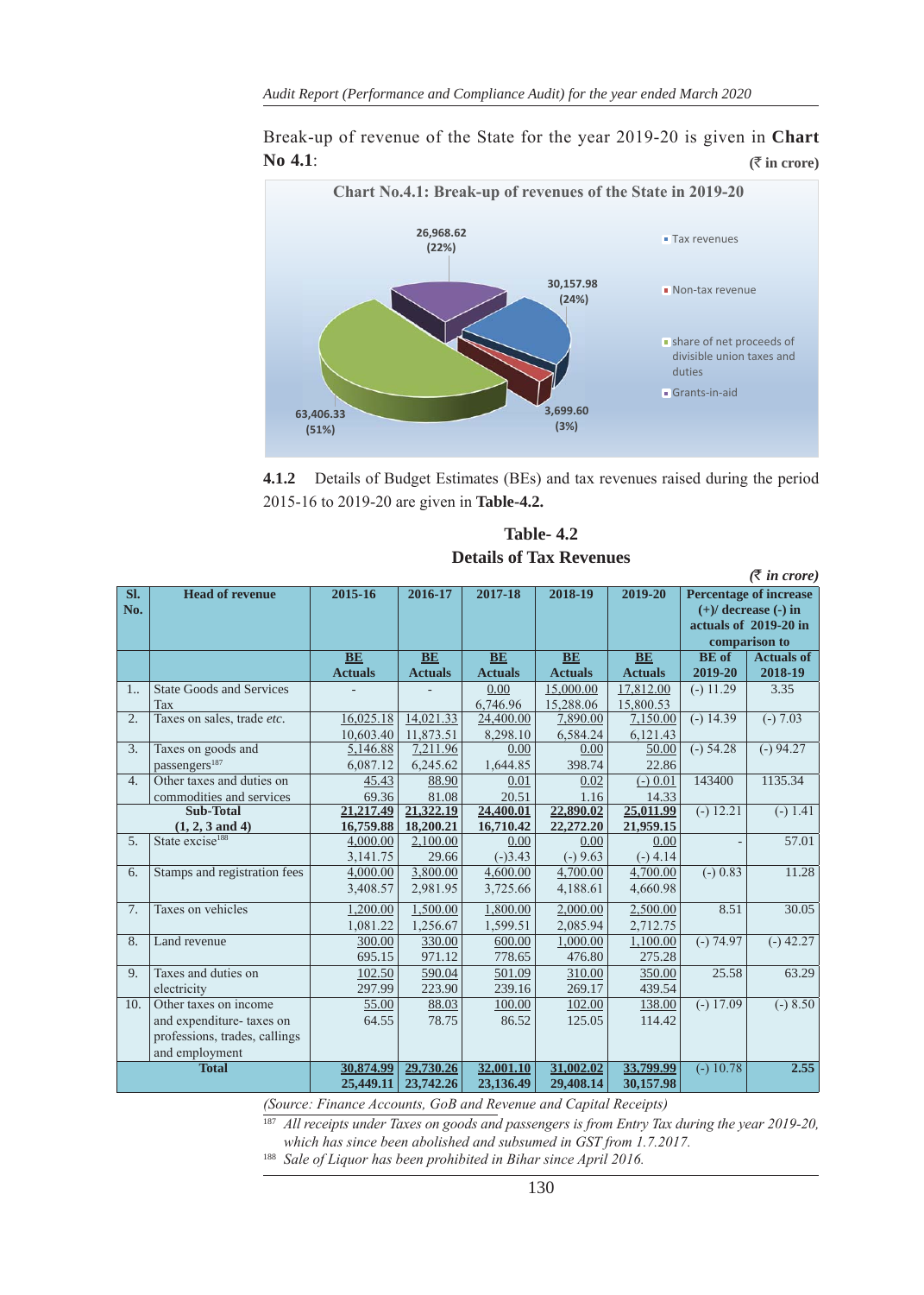Break-up of revenue of the State for the year 2019-20 is given in **Chart No 4.1**:

(₹ in crore)

**Chart No.4.1: Break-up of revenues of the State in 2019-20**

- Tax revenues: 30,157.98 (24%)
- Non-tax revenue: 3,699.60 (3%)
- share of net proceeds of divisible union taxes and duties: 63,406.33 (51%)
- Grants-in-aid: 26,968.62 (22%)

**4.1.2** Details of Budget Estimates (BEs) and tax revenues raised during the period 2015-16 to 2019-20 are given in **Table-4.2.**

**Table- 4.2**
**Details of Tax Revenues**

*(₹ in crore)*

| Sl. No. | Head of revenue | 2015-16 | 2016-17 | 2017-18 | 2018-19 | 2019-20 | Percentage of increase (+)/ decrease (-) in actuals of 2019-20 in comparison to | |
|---|---|---|---|---|---|---|---|---|
| | | BE / Actuals | BE / Actuals | BE / Actuals | BE / Actuals | BE / Actuals | BE of 2019-20 | Actuals of 2018-19 |
| 1.. | State Goods and Services Tax | - | - | 0.00 / 6,746.96 | 15,000.00 / 15,288.06 | 17,812.00 / 15,800.53 | (-) 11.29 | 3.35 |
| 2. | Taxes on sales, trade *etc.* | 16,025.18 / 10,603.40 | 14,021.33 / 11,873.51 | 24,400.00 / 8,298.10 | 7,890.00 / 6,584.24 | 7,150.00 / 6,121.43 | (-) 14.39 | (-) 7.03 |
| 3. | Taxes on goods and passengers[187] | 5,146.88 / 6,087.12 | 7,211.96 / 6,245.62 | 0.00 / 1,644.85 | 0.00 / 398.74 | 50.00 / 22.86 | (-) 54.28 | (-) 94.27 |
| 4. | Other taxes and duties on commodities and services | 45.43 / 69.36 | 88.90 / 81.08 | 0.01 / 20.51 | 0.02 / 1.16 | (-) 0.01 / 14.33 | 143400 | 1135.34 |
| | **Sub-Total (1, 2, 3 and 4)** | **21,217.49 / 16,759.88** | **21,322.19 / 18,200.21** | **24,400.01 / 16,710.42** | **22,890.02 / 22,272.20** | **25,011.99 / 21,959.15** | (-) 12.21 | (-) 1.41 |
| 5. | State excise[188] | 4,000.00 / 3,141.75 | 2,100.00 / 29.66 | 0.00 / (-)3.43 | 0.00 / (-) 9.63 | 0.00 / (-) 4.14 | - | 57.01 |
| 6. | Stamps and registration fees | 4,000.00 / 3,408.57 | 3,800.00 / 2,981.95 | 4,600.00 / 3,725.66 | 4,700.00 / 4,188.61 | 4,700.00 / 4,660.98 | (-) 0.83 | 11.28 |
| 7. | Taxes on vehicles | 1,200.00 / 1,081.22 | 1,500.00 / 1,256.67 | 1,800.00 / 1,599.51 | 2,000.00 / 2,085.94 | 2,500.00 / 2,712.75 | 8.51 | 30.05 |
| 8. | Land revenue | 300.00 / 695.15 | 330.00 / 971.12 | 600.00 / 778.65 | 1,000.00 / 476.80 | 1,100.00 / 275.28 | (-) 74.97 | (-) 42.27 |
| 9. | Taxes and duties on electricity | 102.50 / 297.99 | 590.04 / 223.90 | 501.09 / 239.16 | 310.00 / 269.17 | 350.00 / 439.54 | 25.58 | 63.29 |
| 10. | Other taxes on income and expenditure- taxes on professions, trades, callings and employment | 55.00 / 64.55 | 88.03 / 78.75 | 100.00 / 86.52 | 102.00 / 125.05 | 138.00 / 114.42 | (-) 17.09 | (-) 8.50 |
| | **Total** | **30,874.99 / 25,449.11** | **29,730.26 / 23,742.26** | **32,001.10 / 23,136.49** | **31,002.02 / 29,408.14** | **33,799.99 / 30,157.98** | (-) 10.78 | **2.55** |

*(Source: Finance Accounts, GoB and Revenue and Capital Receipts)*

[187] *All receipts under Taxes on goods and passengers is from Entry Tax during the year 2019-20, which has since been abolished and subsumed in GST from 1.7.2017.*

[188] *Sale of Liquor has been prohibited in Bihar since April 2016.*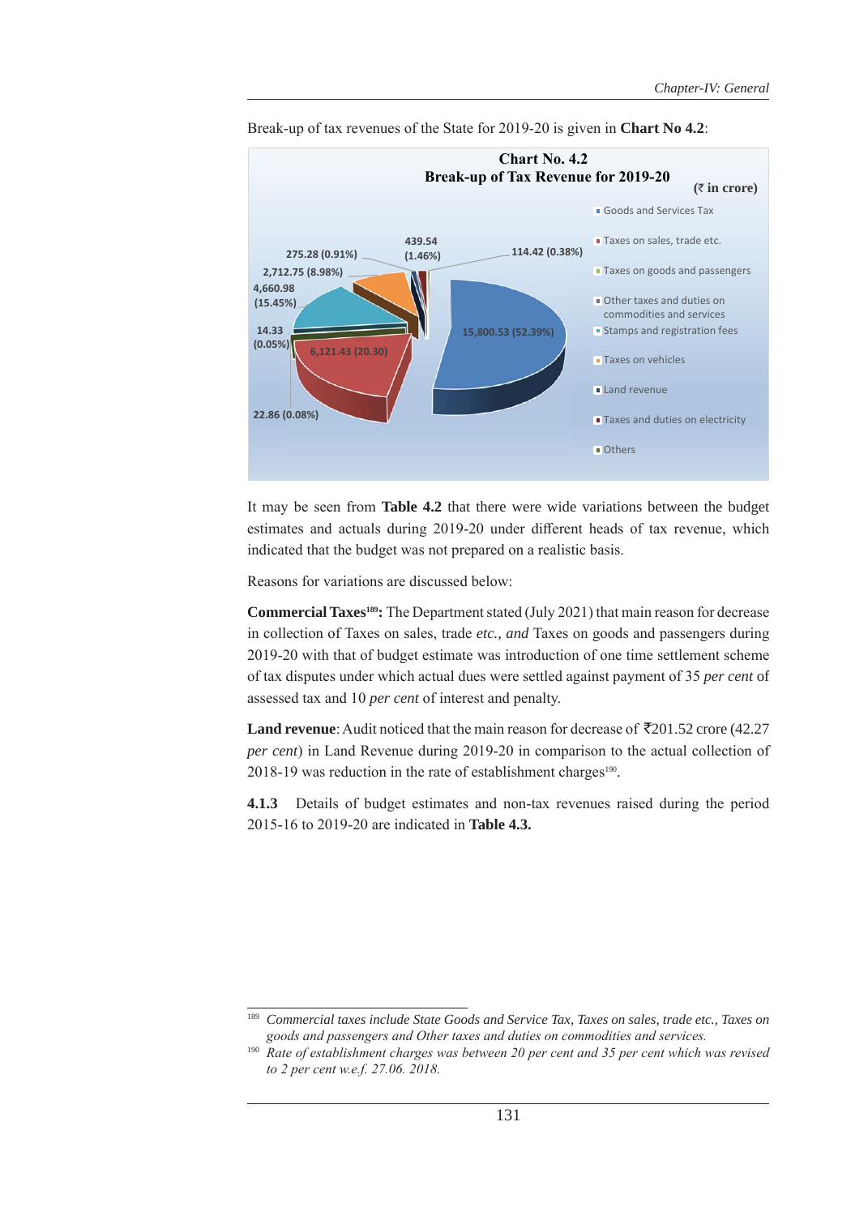Break-up of tax revenues of the State for 2019-20 is given in **Chart No 4.2**:

**Chart No. 4.2**
**Break-up of Tax Revenue for 2019-20**

(₹ in crore)

- Goods and Services Tax: 15,800.53 (52.39%)
- Taxes on sales, trade etc.: 6,121.43 (20.30)
- Taxes on goods and passengers: 22.86 (0.08%)
- Other taxes and duties on commodities and services: 14.33 (0.05%)
- Stamps and registration fees: 4,660.98 (15.45%)
- Taxes on vehicles: 2,712.75 (8.98%)
- Land revenue: 275.28 (0.91%)
- Taxes and duties on electricity: 439.54 (1.46%)
- Others: 114.42 (0.38%)

It may be seen from **Table 4.2** that there were wide variations between the budget estimates and actuals during 2019-20 under different heads of tax revenue, which indicated that the budget was not prepared on a realistic basis.

Reasons for variations are discussed below:

**Commercial Taxes[189]:** The Department stated (July 2021) that main reason for decrease in collection of Taxes on sales, trade *etc., and* Taxes on goods and passengers during 2019-20 with that of budget estimate was introduction of one time settlement scheme of tax disputes under which actual dues were settled against payment of 35 *per cent* of assessed tax and 10 *per cent* of interest and penalty.

**Land revenue**: Audit noticed that the main reason for decrease of ₹201.52 crore (42.27 *per cent*) in Land Revenue during 2019-20 in comparison to the actual collection of 2018-19 was reduction in the rate of establishment charges[190].

**4.1.3** Details of budget estimates and non-tax revenues raised during the period 2015-16 to 2019-20 are indicated in **Table 4.3.**

---

[189] *Commercial taxes include State Goods and Service Tax, Taxes on sales, trade etc., Taxes on goods and passengers and Other taxes and duties on commodities and services.*

[190] *Rate of establishment charges was between 20 per cent and 35 per cent which was revised to 2 per cent w.e.f. 27.06. 2018.*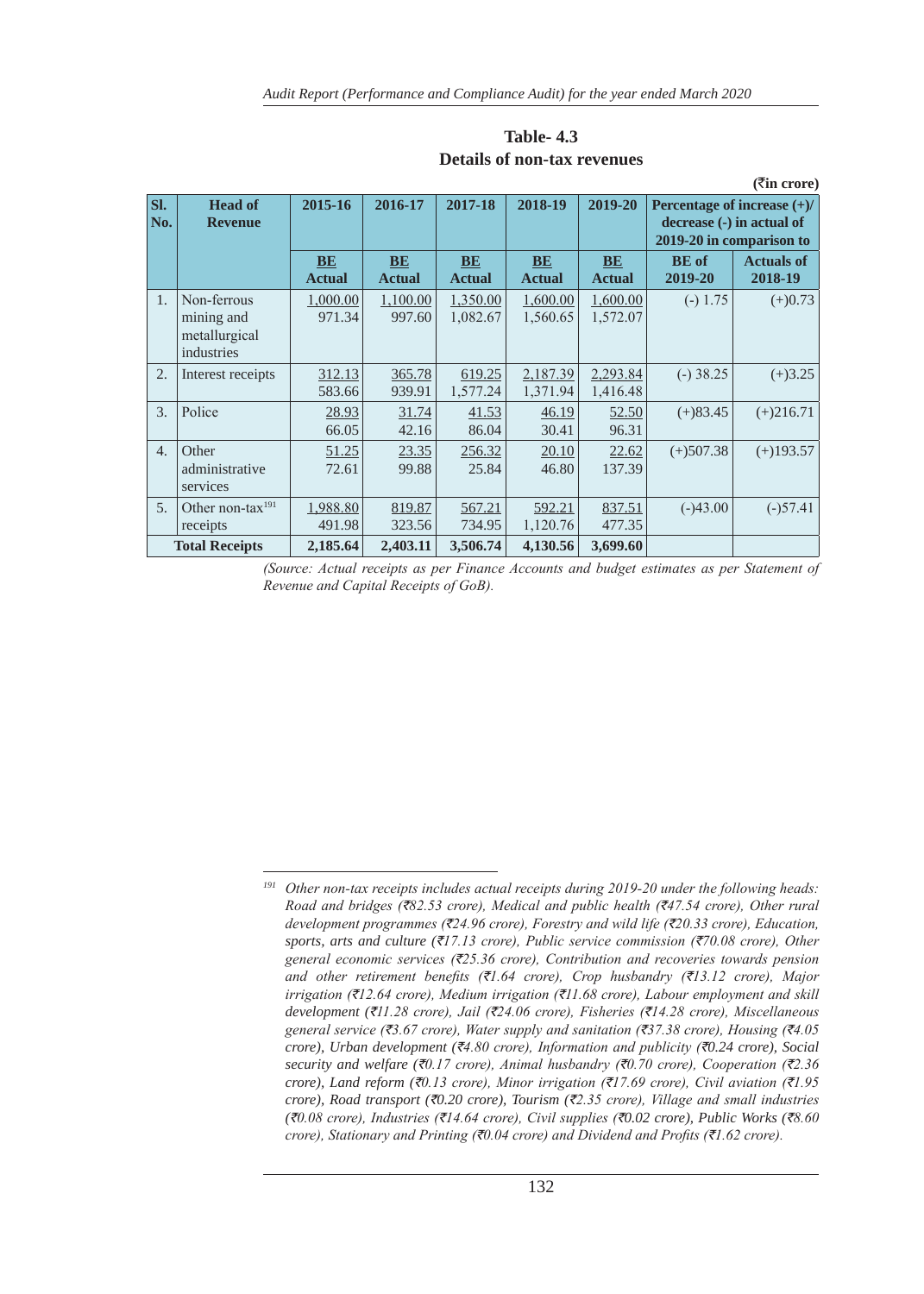**Table- 4.3**
**Details of non-tax revenues**

(₹in crore)

| Sl. No. | Head of Revenue | 2015-16 | 2016-17 | 2017-18 | 2018-19 | 2019-20 | Percentage of increase (+)/ decrease (-) in actual of 2019-20 in comparison to | |
|---|---|---|---|---|---|---|---|---|
| | | BE / Actual | BE / Actual | BE / Actual | BE / Actual | BE / Actual | BE of 2019-20 | Actuals of 2018-19 |
| 1. | Non-ferrous mining and metallurgical industries | 1,000.00 / 971.34 | 1,100.00 / 997.60 | 1,350.00 / 1,082.67 | 1,600.00 / 1,560.65 | 1,600.00 / 1,572.07 | (-) 1.75 | (+)0.73 |
| 2. | Interest receipts | 312.13 / 583.66 | 365.78 / 939.91 | 619.25 / 1,577.24 | 2,187.39 / 1,371.94 | 2,293.84 / 1,416.48 | (-) 38.25 | (+)3.25 |
| 3. | Police | 28.93 / 66.05 | 31.74 / 42.16 | 41.53 / 86.04 | 46.19 / 30.41 | 52.50 / 96.31 | (+)83.45 | (+)216.71 |
| 4. | Other administrative services | 51.25 / 72.61 | 23.35 / 99.88 | 256.32 / 25.84 | 20.10 / 46.80 | 22.62 / 137.39 | (+)507.38 | (+)193.57 |
| 5. | Other non-tax[191] receipts | 1,988.80 / 491.98 | 819.87 / 323.56 | 567.21 / 734.95 | 592.21 / 1,120.76 | 837.51 / 477.35 | (-)43.00 | (-)57.41 |
| | **Total Receipts** | **2,185.64** | **2,403.11** | **3,506.74** | **4,130.56** | **3,699.60** | | |

*(Source: Actual receipts as per Finance Accounts and budget estimates as per Statement of Revenue and Capital Receipts of GoB).*

[191] *Other non-tax receipts includes actual receipts during 2019-20 under the following heads: Road and bridges (₹82.53 crore), Medical and public health (₹47.54 crore), Other rural development programmes (₹24.96 crore), Forestry and wild life (₹20.33 crore), Education, sports, arts and culture (₹17.13 crore), Public service commission (₹70.08 crore), Other general economic services (₹25.36 crore), Contribution and recoveries towards pension and other retirement benefits (₹1.64 crore), Crop husbandry (₹13.12 crore), Major irrigation (₹12.64 crore), Medium irrigation (₹11.68 crore), Labour employment and skill development (₹11.28 crore), Jail (₹24.06 crore), Fisheries (₹14.28 crore), Miscellaneous general service (₹3.67 crore), Water supply and sanitation (₹37.38 crore), Housing (₹4.05 crore), Urban development (₹4.80 crore), Information and publicity (₹0.24 crore), Social security and welfare (₹0.17 crore), Animal husbandry (₹0.70 crore), Cooperation (₹2.36 crore), Land reform (₹0.13 crore), Minor irrigation (₹17.69 crore), Civil aviation (₹1.95 crore), Road transport (₹0.20 crore), Tourism (₹2.35 crore), Village and small industries (₹0.08 crore), Industries (₹14.64 crore), Civil supplies (₹0.02 crore), Public Works (₹8.60 crore), Stationary and Printing (₹0.04 crore) and Dividend and Profits (₹1.62 crore).*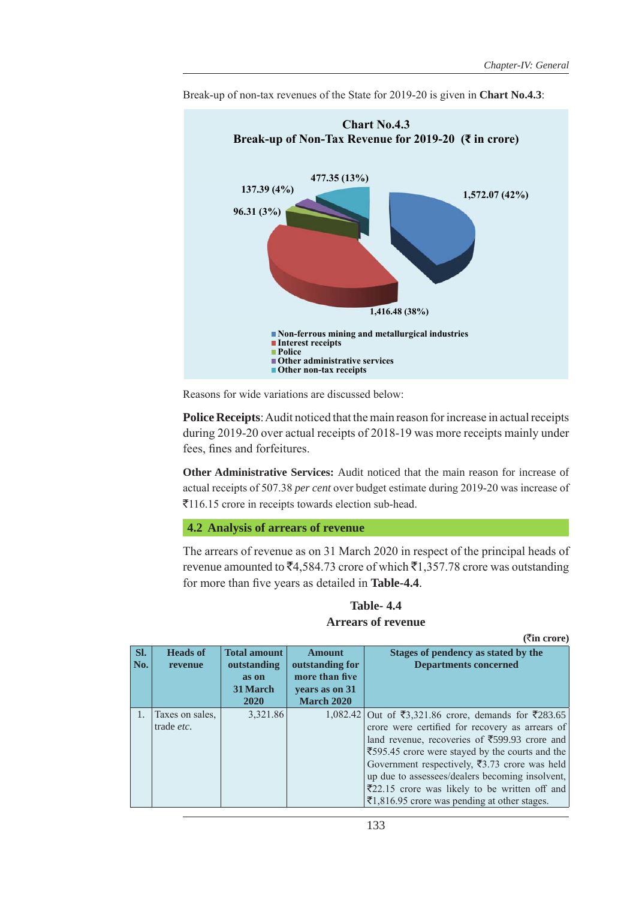Break-up of non-tax revenues of the State for 2019-20 is given in **Chart No.4.3**:

**Chart No.4.3**
**Break-up of Non-Tax Revenue for 2019-20 (₹ in crore)**

- Non-ferrous mining and metallurgical industries: 1,572.07 (42%)
- Interest receipts: 1,416.48 (38%)
- Police: 96.31 (3%)
- Other administrative services: 137.39 (4%)
- Other non-tax receipts: 477.35 (13%)

Reasons for wide variations are discussed below:

**Police Receipts**: Audit noticed that the main reason for increase in actual receipts during 2019-20 over actual receipts of 2018-19 was more receipts mainly under fees, fines and forfeitures.

**Other Administrative Services:** Audit noticed that the main reason for increase of actual receipts of 507.38 *per cent* over budget estimate during 2019-20 was increase of ₹116.15 crore in receipts towards election sub-head.

## 4.2 Analysis of arrears of revenue

The arrears of revenue as on 31 March 2020 in respect of the principal heads of revenue amounted to ₹4,584.73 crore of which ₹1,357.78 crore was outstanding for more than five years as detailed in **Table-4.4**.

**Table- 4.4**
**Arrears of revenue**

(₹in crore)

| Sl. No. | Heads of revenue | Total amount outstanding as on 31 March 2020 | Amount outstanding for more than five years as on 31 March 2020 | Stages of pendency as stated by the Departments concerned |
|---|---|---|---|---|
| 1. | Taxes on sales, trade *etc.* | 3,321.86 | 1,082.42 | Out of ₹3,321.86 crore, demands for ₹283.65 crore were certified for recovery as arrears of land revenue, recoveries of ₹599.93 crore and ₹595.45 crore were stayed by the courts and the Government respectively, ₹3.73 crore was held up due to assessees/dealers becoming insolvent, ₹22.15 crore was likely to be written off and ₹1,816.95 crore was pending at other stages. |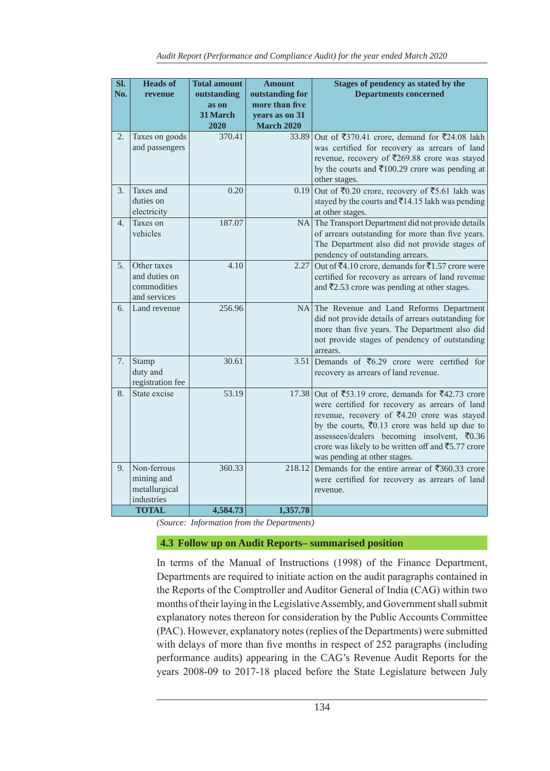| Sl. No. | Heads of revenue | Total amount outstanding as on 31 March 2020 | Amount outstanding for more than five years as on 31 March 2020 | Stages of pendency as stated by the Departments concerned |
|---|---|---|---|---|
| 2. | Taxes on goods and passengers | 370.41 | 33.89 | Out of ₹370.41 crore, demand for ₹24.08 lakh was certified for recovery as arrears of land revenue, recovery of ₹269.88 crore was stayed by the courts and ₹100.29 crore was pending at other stages. |
| 3. | Taxes and duties on electricity | 0.20 | 0.19 | Out of ₹0.20 crore, recovery of ₹5.61 lakh was stayed by the courts and ₹14.15 lakh was pending at other stages. |
| 4. | Taxes on vehicles | 187.07 | NA | The Transport Department did not provide details of arrears outstanding for more than five years. The Department also did not provide stages of pendency of outstanding arrears. |
| 5. | Other taxes and duties on commodities and services | 4.10 | 2.27 | Out of ₹4.10 crore, demands for ₹1.57 crore were certified for recovery as arrears of land revenue and ₹2.53 crore was pending at other stages. |
| 6. | Land revenue | 256.96 | NA | The Revenue and Land Reforms Department did not provide details of arrears outstanding for more than five years. The Department also did not provide stages of pendency of outstanding arrears. |
| 7. | Stamp duty and registration fee | 30.61 | 3.51 | Demands of ₹6.29 crore were certified for recovery as arrears of land revenue. |
| 8. | State excise | 53.19 | 17.38 | Out of ₹53.19 crore, demands for ₹42.73 crore were certified for recovery as arrears of land revenue, recovery of ₹4.20 crore was stayed by the courts, ₹0.13 crore was held up due to assessees/dealers becoming insolvent, ₹0.36 crore was likely to be written off and ₹5.77 crore was pending at other stages. |
| 9. | Non-ferrous mining and metallurgical industries | 360.33 | 218.12 | Demands for the entire arrear of ₹360.33 crore were certified for recovery as arrears of land revenue. |
| | **TOTAL** | **4,584.73** | **1,357.78** | |

*(Source: Information from the Departments)*

## 4.3 Follow up on Audit Reports– summarised position

In terms of the Manual of Instructions (1998) of the Finance Department, Departments are required to initiate action on the audit paragraphs contained in the Reports of the Comptroller and Auditor General of India (CAG) within two months of their laying in the Legislative Assembly, and Government shall submit explanatory notes thereon for consideration by the Public Accounts Committee (PAC). However, explanatory notes (replies of the Departments) were submitted with delays of more than five months in respect of 252 paragraphs (including performance audits) appearing in the CAG's Revenue Audit Reports for the years 2008-09 to 2017-18 placed before the State Legislature between July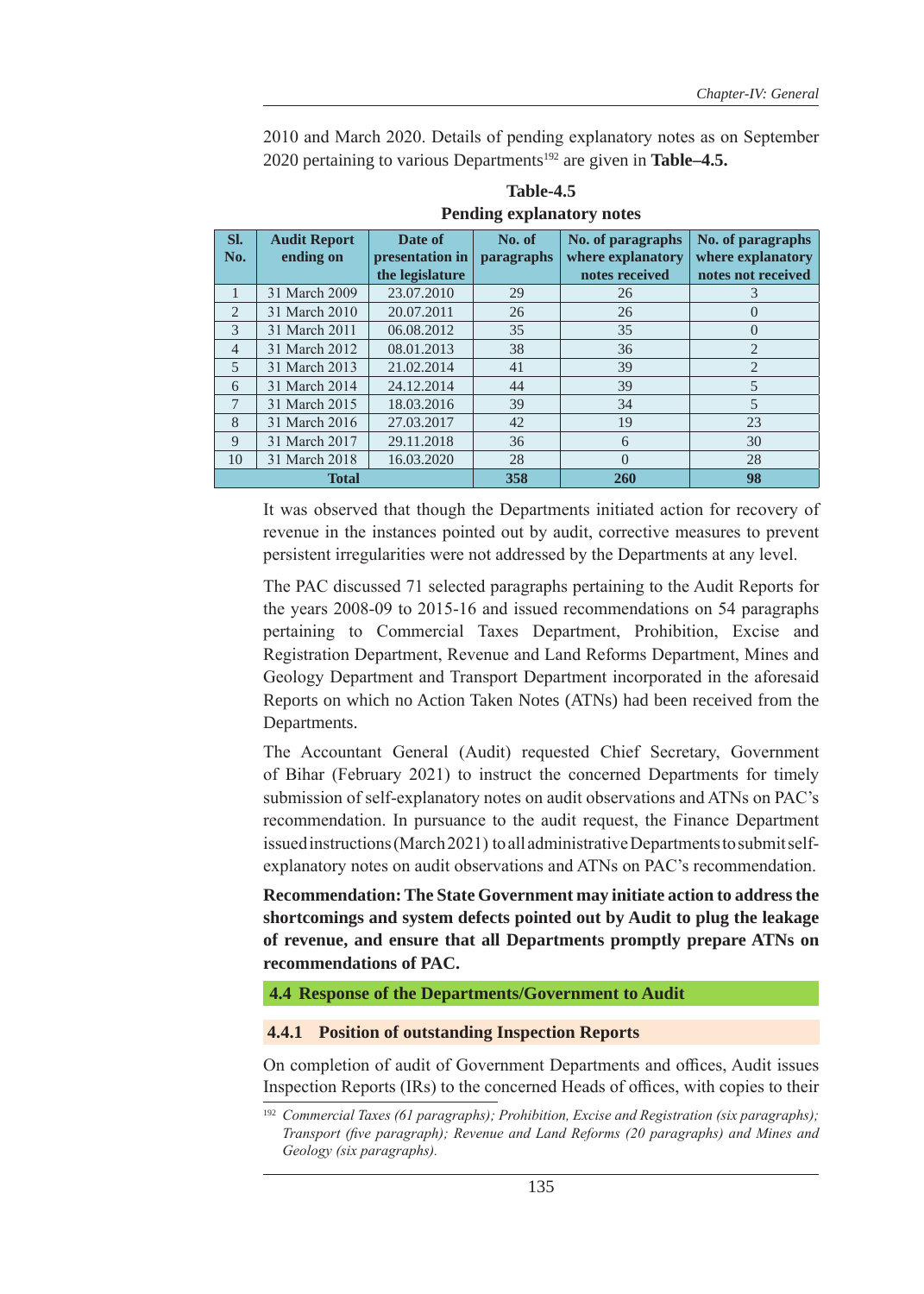2010 and March 2020. Details of pending explanatory notes as on September 2020 pertaining to various Departments[192] are given in **Table–4.5.**

**Table-4.5**
**Pending explanatory notes**

| Sl. No. | Audit Report ending on | Date of presentation in the legislature | No. of paragraphs | No. of paragraphs where explanatory notes received | No. of paragraphs where explanatory notes not received |
|---|---|---|---|---|---|
| 1 | 31 March 2009 | 23.07.2010 | 29 | 26 | 3 |
| 2 | 31 March 2010 | 20.07.2011 | 26 | 26 | 0 |
| 3 | 31 March 2011 | 06.08.2012 | 35 | 35 | 0 |
| 4 | 31 March 2012 | 08.01.2013 | 38 | 36 | 2 |
| 5 | 31 March 2013 | 21.02.2014 | 41 | 39 | 2 |
| 6 | 31 March 2014 | 24.12.2014 | 44 | 39 | 5 |
| 7 | 31 March 2015 | 18.03.2016 | 39 | 34 | 5 |
| 8 | 31 March 2016 | 27.03.2017 | 42 | 19 | 23 |
| 9 | 31 March 2017 | 29.11.2018 | 36 | 6 | 30 |
| 10 | 31 March 2018 | 16.03.2020 | 28 | 0 | 28 |
| **Total** | | | **358** | **260** | **98** |

It was observed that though the Departments initiated action for recovery of revenue in the instances pointed out by audit, corrective measures to prevent persistent irregularities were not addressed by the Departments at any level.

The PAC discussed 71 selected paragraphs pertaining to the Audit Reports for the years 2008-09 to 2015-16 and issued recommendations on 54 paragraphs pertaining to Commercial Taxes Department, Prohibition, Excise and Registration Department, Revenue and Land Reforms Department, Mines and Geology Department and Transport Department incorporated in the aforesaid Reports on which no Action Taken Notes (ATNs) had been received from the Departments.

The Accountant General (Audit) requested Chief Secretary, Government of Bihar (February 2021) to instruct the concerned Departments for timely submission of self-explanatory notes on audit observations and ATNs on PAC's recommendation. In pursuance to the audit request, the Finance Department issued instructions (March 2021) to all administrative Departments to submit self-explanatory notes on audit observations and ATNs on PAC's recommendation.

**Recommendation: The State Government may initiate action to address the shortcomings and system defects pointed out by Audit to plug the leakage of revenue, and ensure that all Departments promptly prepare ATNs on recommendations of PAC.**

## 4.4 Response of the Departments/Government to Audit

### 4.4.1 Position of outstanding Inspection Reports

On completion of audit of Government Departments and offices, Audit issues Inspection Reports (IRs) to the concerned Heads of offices, with copies to their

[192] *Commercial Taxes (61 paragraphs); Prohibition, Excise and Registration (six paragraphs); Transport (five paragraph); Revenue and Land Reforms (20 paragraphs) and Mines and Geology (six paragraphs).*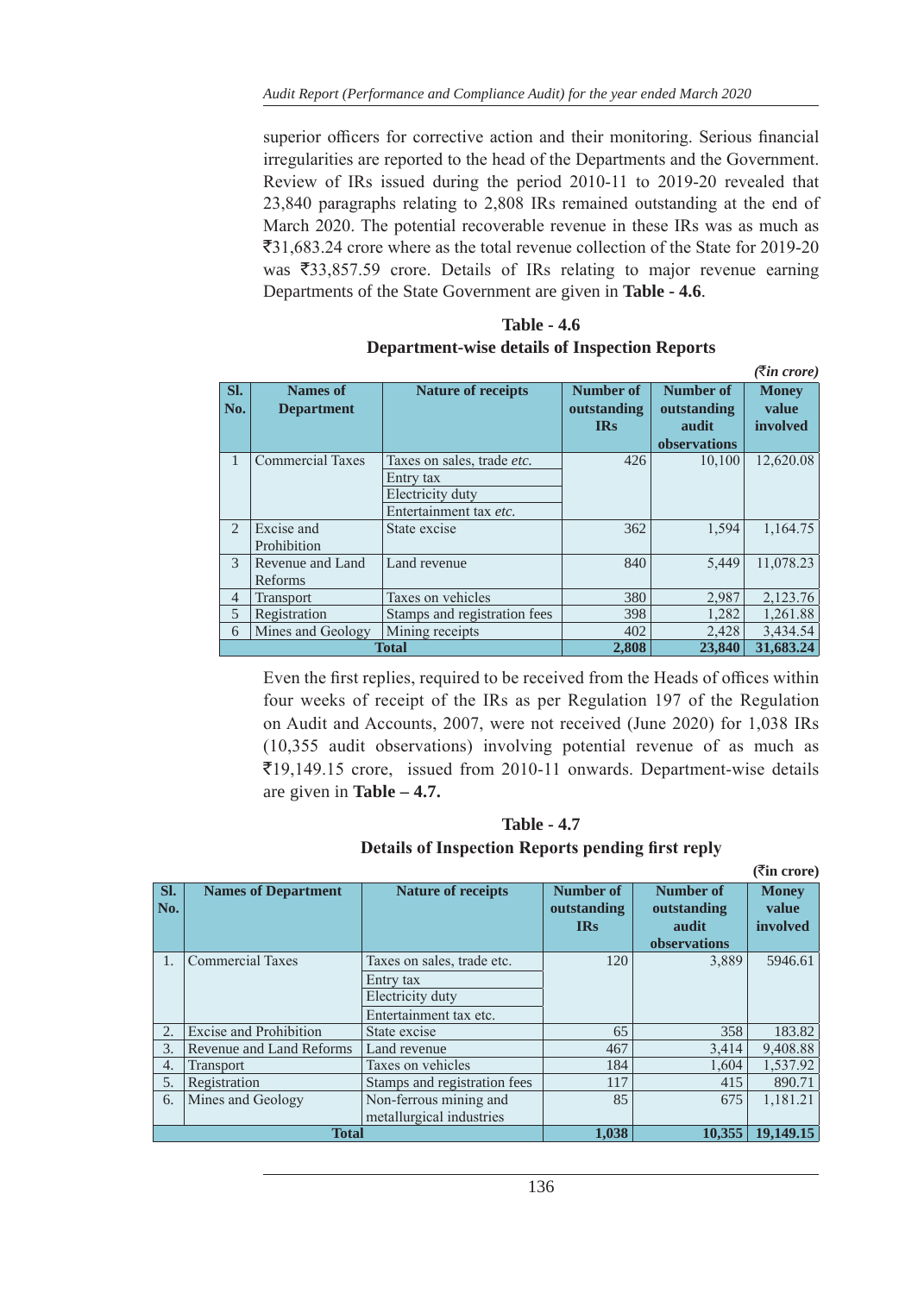superior officers for corrective action and their monitoring. Serious financial irregularities are reported to the head of the Departments and the Government. Review of IRs issued during the period 2010-11 to 2019-20 revealed that 23,840 paragraphs relating to 2,808 IRs remained outstanding at the end of March 2020. The potential recoverable revenue in these IRs was as much as ₹31,683.24 crore where as the total revenue collection of the State for 2019-20 was ₹33,857.59 crore. Details of IRs relating to major revenue earning Departments of the State Government are given in **Table - 4.6**.

**Table - 4.6**

**Department-wise details of Inspection Reports**

*(₹in crore)*

| Sl. No. | Names of Department | Nature of receipts | Number of outstanding IRs | Number of outstanding audit observations | Money value involved |
|---|---|---|---|---|---|
| 1 | Commercial Taxes | Taxes on sales, trade *etc.* | 426 | 10,100 | 12,620.08 |
| | | Entry tax | | | |
| | | Electricity duty | | | |
| | | Entertainment tax *etc.* | | | |
| 2 | Excise and Prohibition | State excise | 362 | 1,594 | 1,164.75 |
| 3 | Revenue and Land Reforms | Land revenue | 840 | 5,449 | 11,078.23 |
| 4 | Transport | Taxes on vehicles | 380 | 2,987 | 2,123.76 |
| 5 | Registration | Stamps and registration fees | 398 | 1,282 | 1,261.88 |
| 6 | Mines and Geology | Mining receipts | 402 | 2,428 | 3,434.54 |
| **Total** | | | **2,808** | **23,840** | **31,683.24** |

Even the first replies, required to be received from the Heads of offices within four weeks of receipt of the IRs as per Regulation 197 of the Regulation on Audit and Accounts, 2007, were not received (June 2020) for 1,038 IRs (10,355 audit observations) involving potential revenue of as much as ₹19,149.15 crore, issued from 2010-11 onwards. Department-wise details are given in **Table – 4.7.**

**Table - 4.7**

**Details of Inspection Reports pending first reply**

**(₹in crore)**

| Sl. No. | Names of Department | Nature of receipts | Number of outstanding IRs | Number of outstanding audit observations | Money value involved |
|---|---|---|---|---|---|
| 1. | Commercial Taxes | Taxes on sales, trade etc. | 120 | 3,889 | 5946.61 |
| | | Entry tax | | | |
| | | Electricity duty | | | |
| | | Entertainment tax etc. | | | |
| 2. | Excise and Prohibition | State excise | 65 | 358 | 183.82 |
| 3. | Revenue and Land Reforms | Land revenue | 467 | 3,414 | 9,408.88 |
| 4. | Transport | Taxes on vehicles | 184 | 1,604 | 1,537.92 |
| 5. | Registration | Stamps and registration fees | 117 | 415 | 890.71 |
| 6. | Mines and Geology | Non-ferrous mining and metallurgical industries | 85 | 675 | 1,181.21 |
| **Total** | | | **1,038** | **10,355** | **19,149.15** |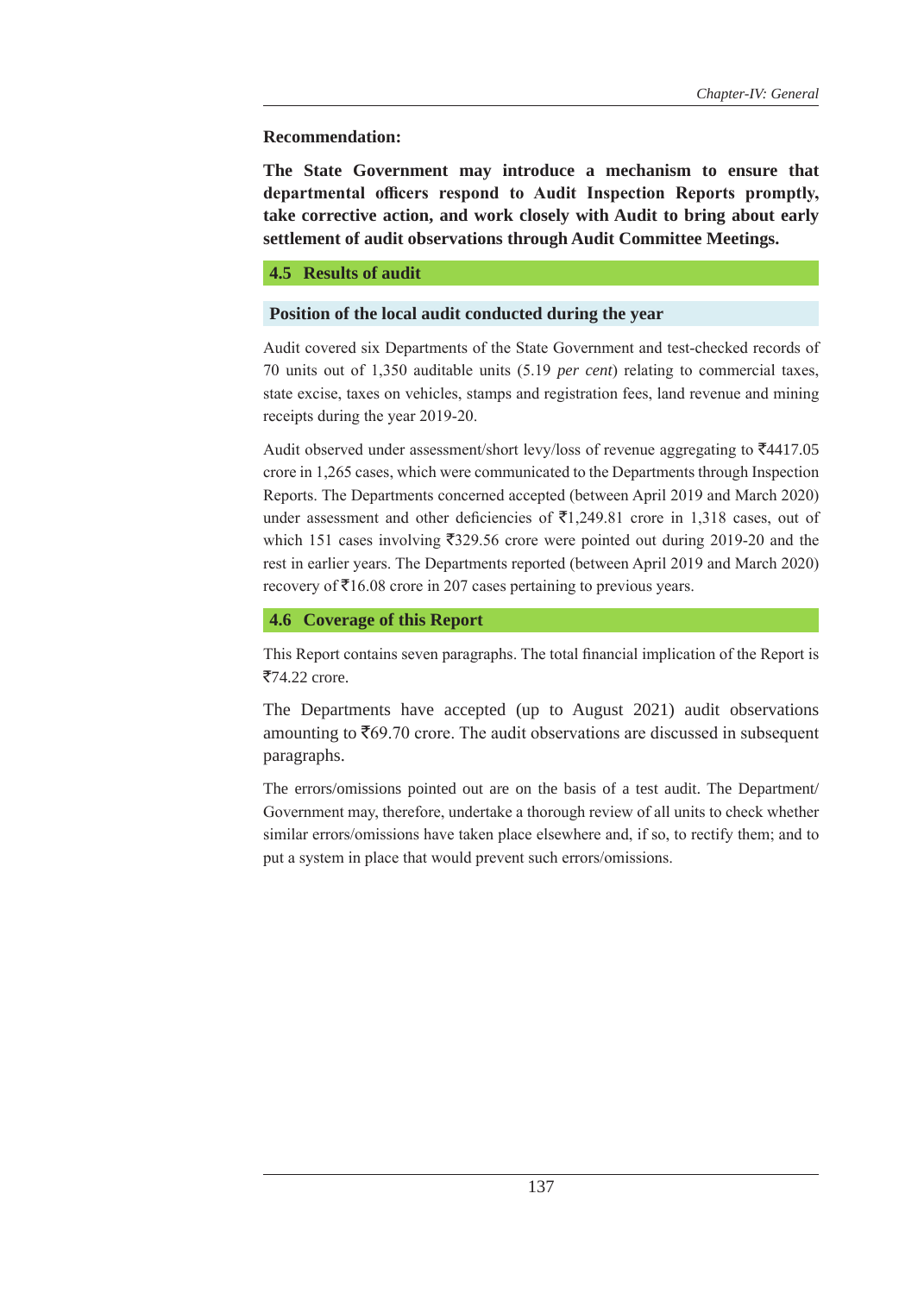**Recommendation:**

**The State Government may introduce a mechanism to ensure that departmental officers respond to Audit Inspection Reports promptly, take corrective action, and work closely with Audit to bring about early settlement of audit observations through Audit Committee Meetings.**

## 4.5 Results of audit

### Position of the local audit conducted during the year

Audit covered six Departments of the State Government and test-checked records of 70 units out of 1,350 auditable units (5.19 *per cent*) relating to commercial taxes, state excise, taxes on vehicles, stamps and registration fees, land revenue and mining receipts during the year 2019-20.

Audit observed under assessment/short levy/loss of revenue aggregating to ₹4417.05 crore in 1,265 cases, which were communicated to the Departments through Inspection Reports. The Departments concerned accepted (between April 2019 and March 2020) under assessment and other deficiencies of ₹1,249.81 crore in 1,318 cases, out of which 151 cases involving ₹329.56 crore were pointed out during 2019-20 and the rest in earlier years. The Departments reported (between April 2019 and March 2020) recovery of ₹16.08 crore in 207 cases pertaining to previous years.

## 4.6 Coverage of this Report

This Report contains seven paragraphs. The total financial implication of the Report is ₹74.22 crore.

The Departments have accepted (up to August 2021) audit observations amounting to ₹69.70 crore. The audit observations are discussed in subsequent paragraphs.

The errors/omissions pointed out are on the basis of a test audit. The Department/ Government may, therefore, undertake a thorough review of all units to check whether similar errors/omissions have taken place elsewhere and, if so, to rectify them; and to put a system in place that would prevent such errors/omissions.